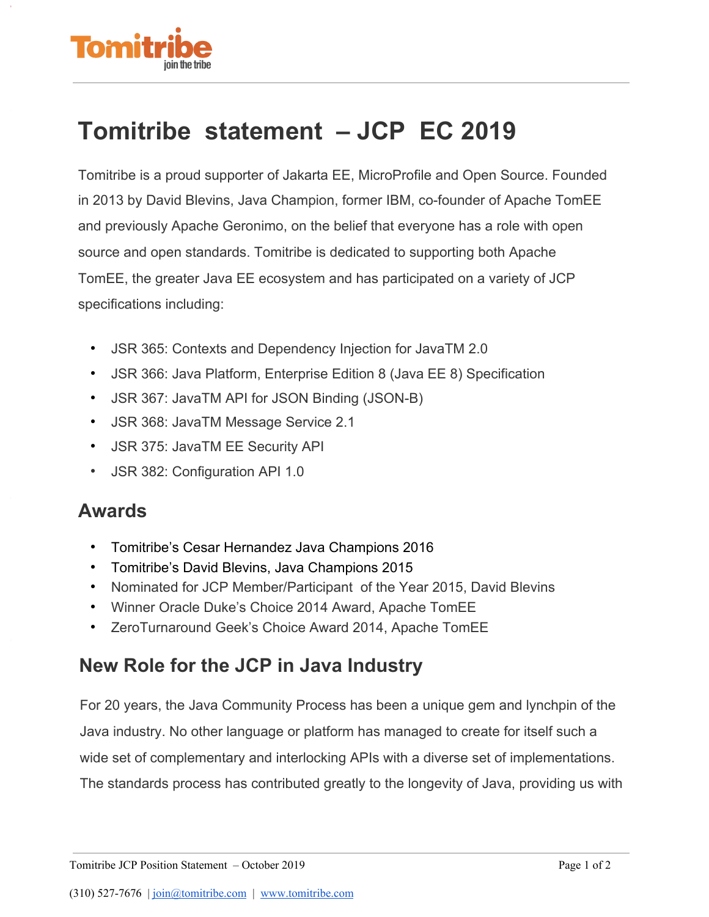# Tomitribe statement – JCP EC 2019

Tomitribe is a proud supporter of Jakarta EE, MicroProfile and Open Source. Founded in 2013 by David Blevins, Java Champion, former IBM, co-founder of Apache TomEE and previously Apache Geronimo, on the belief that everyone has a role with open source and open standards. Tomitribe is dedicated to supporting both Apache TomEE, the greater Java EE ecosystem and has participated on a variety of JCP specifications including:

- JSR 365: Contexts and Dependency Injection for JavaTM 2.0
- JSR 366: Java Platform, Enterprise Edition 8 (Java EE 8) Specification
- JSR 367: JavaTM API for JSON Binding (JSON-B)
- JSR 368: JavaTM Message Service 2.1
- JSR 375: JavaTM EE Security API
- JSR 382: Configuration API 1.0

## Awards

- Tomitribe's Cesar Hernandez Java Champions 2016
- Tomitribe's David Blevins, Java Champions 2015
- Nominated for JCP Member/Participant of the Year 2015, David Blevins
- Winner Oracle Duke's Choice 2014 Award, Apache TomEE
- ZeroTurnaround Geek's Choice Award 2014, Apache TomEE

## New Role for the JCP in Java Industry

For 20 years, the Java Community Process has been a unique gem and lynchpin of the Java industry. No other language or platform has managed to create for itself such a wide set of complementary and interlocking APIs with a diverse set of implementations. The standards process has contributed greatly to the longevity of Java, providing us with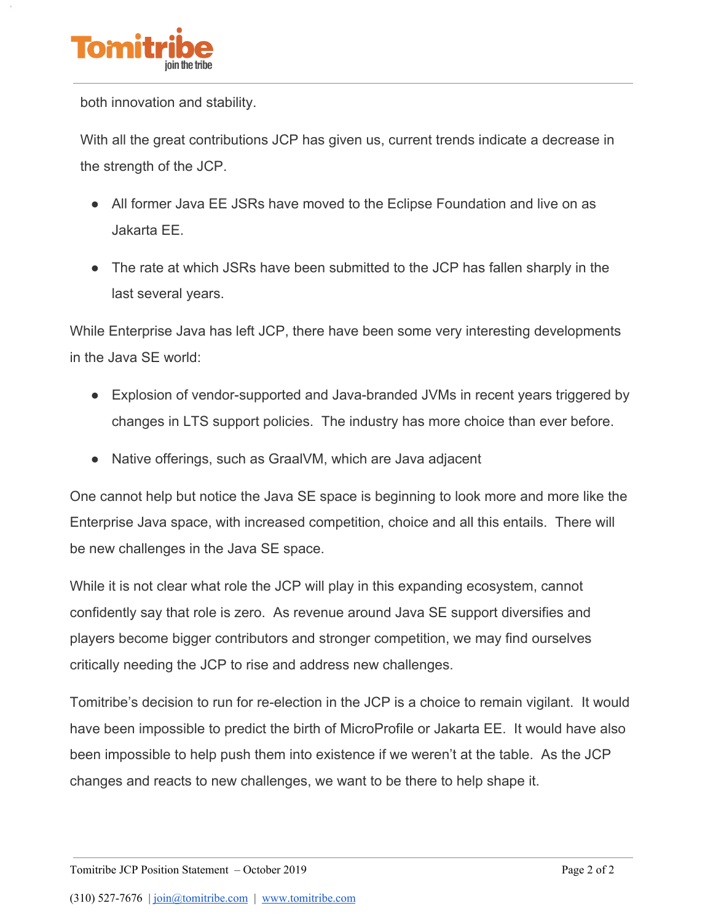both innovation and stability.

With all the great contributions JCP has given us, current trends indicate a decrease in the strength of the JCP.

- All former Java EE JSRs have moved to the Eclipse Foundation and live on as Jakarta EE.
- The rate at which JSRs have been submitted to the JCP has fallen sharply in the last several years.

While Enterprise Java has left JCP, there have been some very interesting developments in the Java SE world:

- Explosion of vendor-supported and Java-branded JVMs in recent years triggered by changes in LTS support policies. The industry has more choice than ever before.
- Native offerings, such as GraalVM, which are Java adjacent

One cannot help but notice the Java SE space is beginning to look more and more like the Enterprise Java space, with increased competition, choice and all this entails. There will be new challenges in the Java SE space.

While it is not clear what role the JCP will play in this expanding ecosystem, cannot confidently say that role is zero. As revenue around Java SE support diversifies and players become bigger contributors and stronger competition, we may find ourselves critically needing the JCP to rise and address new challenges.

Tomitribe's decision to run for re-election in the JCP is a choice to remain vigilant. It would have been impossible to predict the birth of MicroProfile or Jakarta EE. It would have also been impossible to help push them into existence if we weren't at the table. As the JCP changes and reacts to new challenges, we want to be there to help shape it.